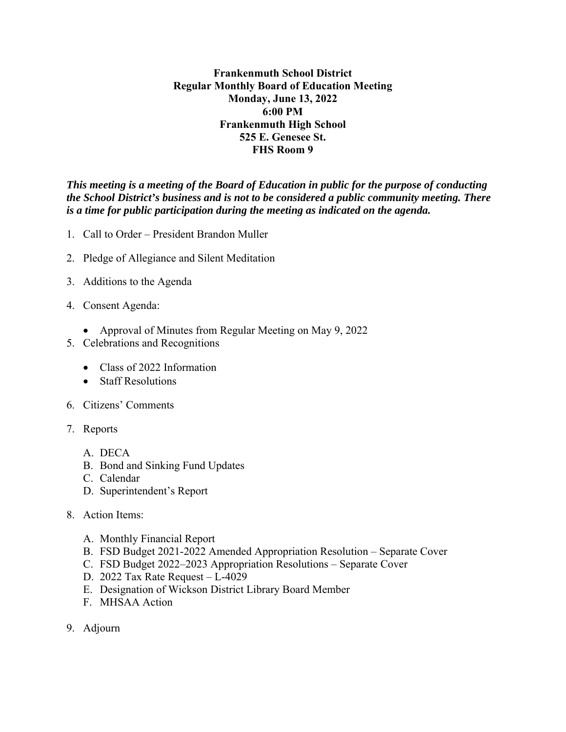**Frankenmuth School District**
**Regular Monthly Board of Education Meeting**
**Monday, June 13, 2022**
**6:00 PM**
**Frankenmuth High School**
**525 E. Genesee St.**
**FHS Room 9**

***This meeting is a meeting of the Board of Education in public for the purpose of conducting the School District's business and is not to be considered a public community meeting. There is a time for public participation during the meeting as indicated on the agenda.***

1. Call to Order – President Brandon Muller
2. Pledge of Allegiance and Silent Meditation
3. Additions to the Agenda
4. Consent Agenda:
   - Approval of Minutes from Regular Meeting on May 9, 2022
5. Celebrations and Recognitions
   - Class of 2022 Information
   - Staff Resolutions
6. Citizens' Comments
7. Reports
   A. DECA
   B. Bond and Sinking Fund Updates
   C. Calendar
   D. Superintendent's Report
8. Action Items:
   A. Monthly Financial Report
   B. FSD Budget 2021-2022 Amended Appropriation Resolution – Separate Cover
   C. FSD Budget 2022–2023 Appropriation Resolutions – Separate Cover
   D. 2022 Tax Rate Request – L-4029
   E. Designation of Wickson District Library Board Member
   F. MHSAA Action
9. Adjourn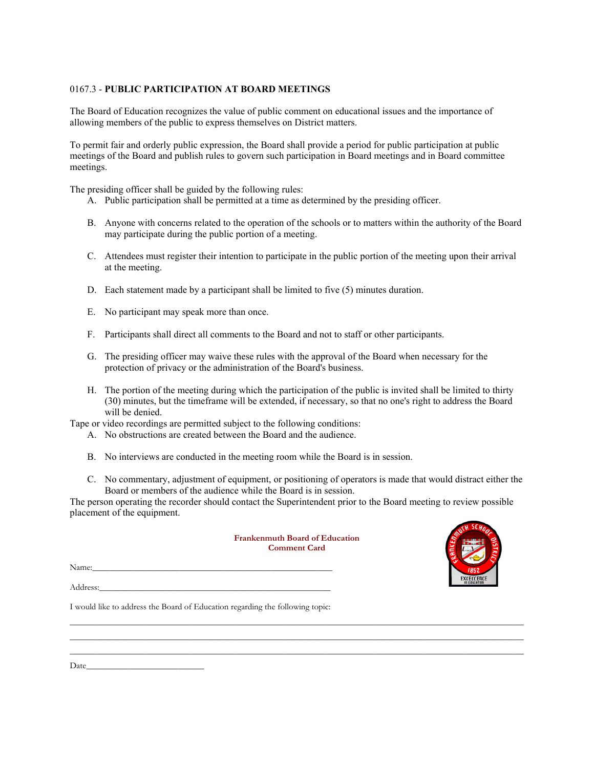0167.3 - **PUBLIC PARTICIPATION AT BOARD MEETINGS**

The Board of Education recognizes the value of public comment on educational issues and the importance of allowing members of the public to express themselves on District matters.

To permit fair and orderly public expression, the Board shall provide a period for public participation at public meetings of the Board and publish rules to govern such participation in Board meetings and in Board committee meetings.

The presiding officer shall be guided by the following rules:

A. Public participation shall be permitted at a time as determined by the presiding officer.

B. Anyone with concerns related to the operation of the schools or to matters within the authority of the Board may participate during the public portion of a meeting.

C. Attendees must register their intention to participate in the public portion of the meeting upon their arrival at the meeting.

D. Each statement made by a participant shall be limited to five (5) minutes duration.

E. No participant may speak more than once.

F. Participants shall direct all comments to the Board and not to staff or other participants.

G. The presiding officer may waive these rules with the approval of the Board when necessary for the protection of privacy or the administration of the Board's business.

H. The portion of the meeting during which the participation of the public is invited shall be limited to thirty (30) minutes, but the timeframe will be extended, if necessary, so that no one's right to address the Board will be denied.

Tape or video recordings are permitted subject to the following conditions:

A. No obstructions are created between the Board and the audience.

B. No interviews are conducted in the meeting room while the Board is in session.

C. No commentary, adjustment of equipment, or positioning of operators is made that would distract either the Board or members of the audience while the Board is in session.

The person operating the recorder should contact the Superintendent prior to the Board meeting to review possible placement of the equipment.

**Frankenmuth Board of Education**
**Comment Card**

FRANKENMUTH SCHOOL DISTRICT 1852 EXCELLENCE IN EDUCATION

Name:\_\_\_\_\_\_\_\_\_\_\_\_\_\_\_\_\_\_\_\_\_\_\_\_\_\_\_\_\_\_\_\_\_\_\_\_\_\_\_\_\_\_\_\_\_\_\_\_

Address:\_\_\_\_\_\_\_\_\_\_\_\_\_\_\_\_\_\_\_\_\_\_\_\_\_\_\_\_\_\_\_\_\_\_\_\_\_\_\_\_\_\_\_\_\_\_

I would like to address the Board of Education regarding the following topic:

\_\_\_\_\_\_\_\_\_\_\_\_\_\_\_\_\_\_\_\_\_\_\_\_\_\_\_\_\_\_\_\_\_\_\_\_\_\_\_\_\_\_\_\_\_\_\_\_\_\_\_\_\_\_\_\_\_\_\_\_\_\_\_\_\_\_\_\_\_\_\_\_\_\_\_\_\_\_

\_\_\_\_\_\_\_\_\_\_\_\_\_\_\_\_\_\_\_\_\_\_\_\_\_\_\_\_\_\_\_\_\_\_\_\_\_\_\_\_\_\_\_\_\_\_\_\_\_\_\_\_\_\_\_\_\_\_\_\_\_\_\_\_\_\_\_\_\_\_\_\_\_\_\_\_\_\_

\_\_\_\_\_\_\_\_\_\_\_\_\_\_\_\_\_\_\_\_\_\_\_\_\_\_\_\_\_\_\_\_\_\_\_\_\_\_\_\_\_\_\_\_\_\_\_\_\_\_\_\_\_\_\_\_\_\_\_\_\_\_\_\_\_\_\_\_\_\_\_\_\_\_\_\_\_\_

Date\_\_\_\_\_\_\_\_\_\_\_\_\_\_\_\_\_\_\_\_\_\_\_\_